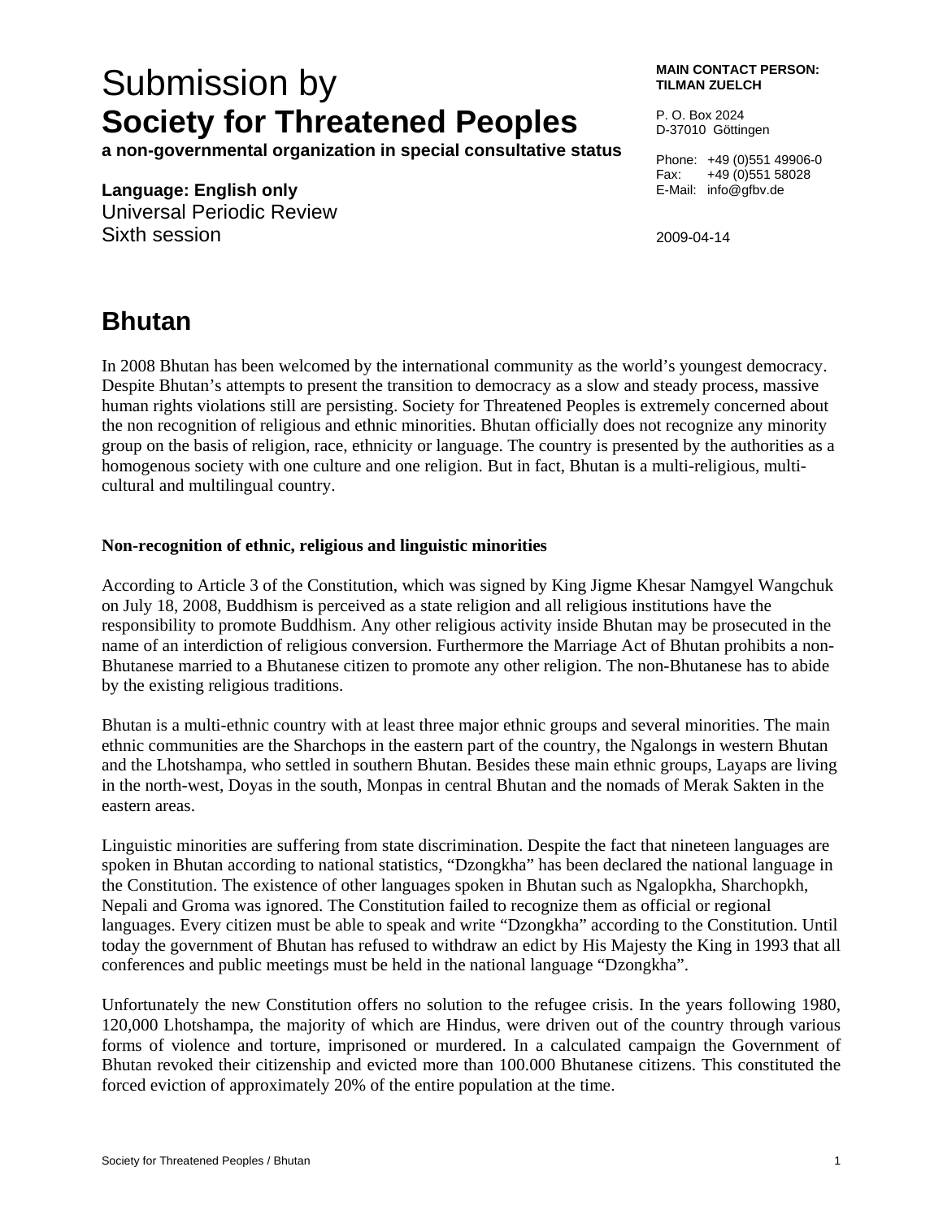# Submission by
# **Society for Threatened Peoples**

**a non-governmental organization in special consultative status**

**Language: English only**
Universal Periodic Review
Sixth session

**MAIN CONTACT PERSON:**
**TILMAN ZUELCH**

P. O. Box 2024
D-37010 Göttingen

Phone: +49 (0)551 49906-0
Fax: +49 (0)551 58028
E-Mail: info@gfbv.de

2009-04-14

## Bhutan

In 2008 Bhutan has been welcomed by the international community as the world's youngest democracy. Despite Bhutan's attempts to present the transition to democracy as a slow and steady process, massive human rights violations still are persisting. Society for Threatened Peoples is extremely concerned about the non recognition of religious and ethnic minorities. Bhutan officially does not recognize any minority group on the basis of religion, race, ethnicity or language. The country is presented by the authorities as a homogenous society with one culture and one religion. But in fact, Bhutan is a multi-religious, multi-cultural and multilingual country.

### Non-recognition of ethnic, religious and linguistic minorities

According to Article 3 of the Constitution, which was signed by King Jigme Khesar Namgyel Wangchuk on July 18, 2008, Buddhism is perceived as a state religion and all religious institutions have the responsibility to promote Buddhism. Any other religious activity inside Bhutan may be prosecuted in the name of an interdiction of religious conversion. Furthermore the Marriage Act of Bhutan prohibits a non-Bhutanese married to a Bhutanese citizen to promote any other religion. The non-Bhutanese has to abide by the existing religious traditions.

Bhutan is a multi-ethnic country with at least three major ethnic groups and several minorities. The main ethnic communities are the Sharchops in the eastern part of the country, the Ngalongs in western Bhutan and the Lhotshampa, who settled in southern Bhutan. Besides these main ethnic groups, Layaps are living in the north-west, Doyas in the south, Monpas in central Bhutan and the nomads of Merak Sakten in the eastern areas.

Linguistic minorities are suffering from state discrimination. Despite the fact that nineteen languages are spoken in Bhutan according to national statistics, "Dzongkha" has been declared the national language in the Constitution. The existence of other languages spoken in Bhutan such as Ngalopkha, Sharchopkh, Nepali and Groma was ignored. The Constitution failed to recognize them as official or regional languages. Every citizen must be able to speak and write "Dzongkha" according to the Constitution. Until today the government of Bhutan has refused to withdraw an edict by His Majesty the King in 1993 that all conferences and public meetings must be held in the national language "Dzongkha".

Unfortunately the new Constitution offers no solution to the refugee crisis. In the years following 1980, 120,000 Lhotshampa, the majority of which are Hindus, were driven out of the country through various forms of violence and torture, imprisoned or murdered. In a calculated campaign the Government of Bhutan revoked their citizenship and evicted more than 100.000 Bhutanese citizens. This constituted the forced eviction of approximately 20% of the entire population at the time.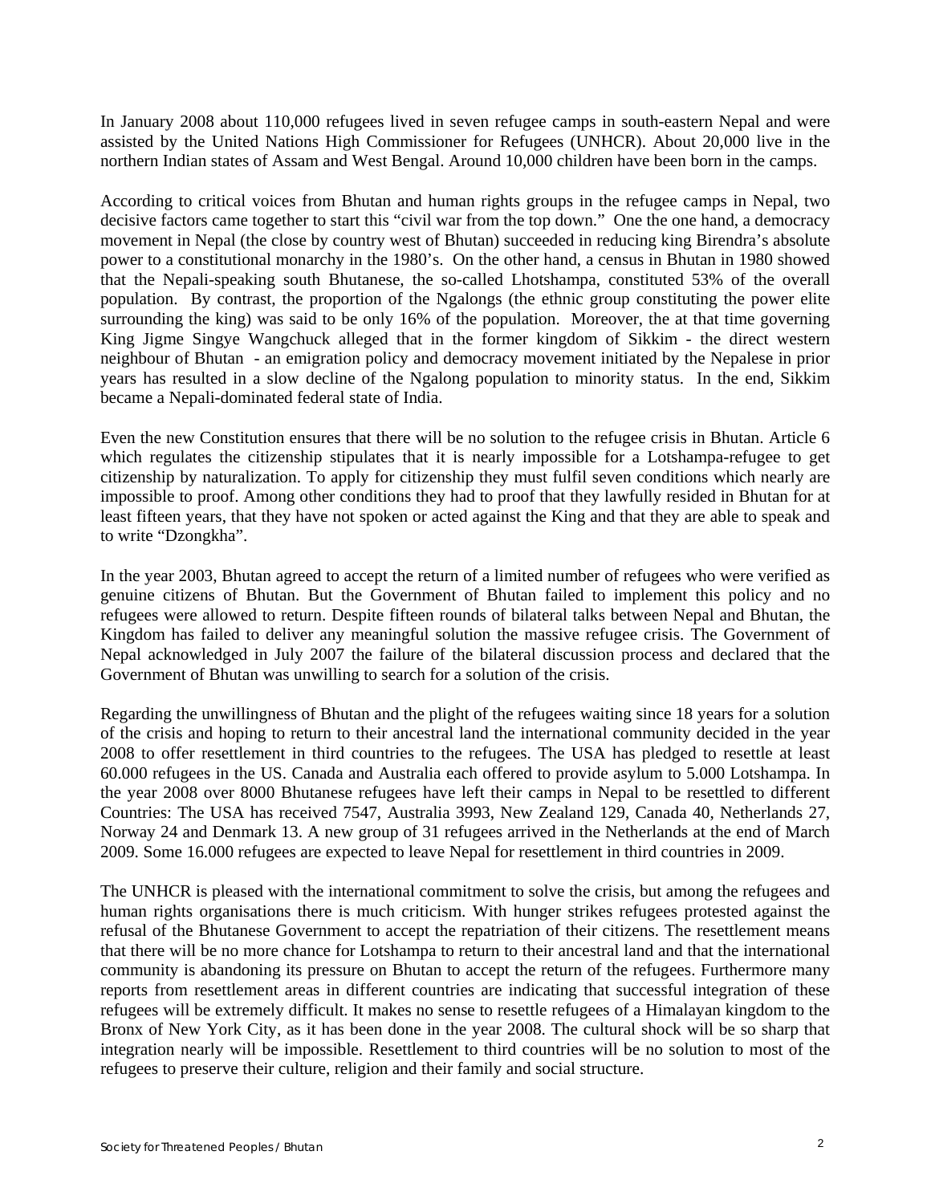In January 2008 about 110,000 refugees lived in seven refugee camps in south-eastern Nepal and were assisted by the United Nations High Commissioner for Refugees (UNHCR). About 20,000 live in the northern Indian states of Assam and West Bengal. Around 10,000 children have been born in the camps.

According to critical voices from Bhutan and human rights groups in the refugee camps in Nepal, two decisive factors came together to start this "civil war from the top down." One the one hand, a democracy movement in Nepal (the close by country west of Bhutan) succeeded in reducing king Birendra's absolute power to a constitutional monarchy in the 1980's. On the other hand, a census in Bhutan in 1980 showed that the Nepali-speaking south Bhutanese, the so-called Lhotshampa, constituted 53% of the overall population. By contrast, the proportion of the Ngalongs (the ethnic group constituting the power elite surrounding the king) was said to be only 16% of the population. Moreover, the at that time governing King Jigme Singye Wangchuck alleged that in the former kingdom of Sikkim - the direct western neighbour of Bhutan - an emigration policy and democracy movement initiated by the Nepalese in prior years has resulted in a slow decline of the Ngalong population to minority status. In the end, Sikkim became a Nepali-dominated federal state of India.

Even the new Constitution ensures that there will be no solution to the refugee crisis in Bhutan. Article 6 which regulates the citizenship stipulates that it is nearly impossible for a Lotshampa-refugee to get citizenship by naturalization. To apply for citizenship they must fulfil seven conditions which nearly are impossible to proof. Among other conditions they had to proof that they lawfully resided in Bhutan for at least fifteen years, that they have not spoken or acted against the King and that they are able to speak and to write "Dzongkha".

In the year 2003, Bhutan agreed to accept the return of a limited number of refugees who were verified as genuine citizens of Bhutan. But the Government of Bhutan failed to implement this policy and no refugees were allowed to return. Despite fifteen rounds of bilateral talks between Nepal and Bhutan, the Kingdom has failed to deliver any meaningful solution the massive refugee crisis. The Government of Nepal acknowledged in July 2007 the failure of the bilateral discussion process and declared that the Government of Bhutan was unwilling to search for a solution of the crisis.

Regarding the unwillingness of Bhutan and the plight of the refugees waiting since 18 years for a solution of the crisis and hoping to return to their ancestral land the international community decided in the year 2008 to offer resettlement in third countries to the refugees. The USA has pledged to resettle at least 60.000 refugees in the US. Canada and Australia each offered to provide asylum to 5.000 Lotshampa. In the year 2008 over 8000 Bhutanese refugees have left their camps in Nepal to be resettled to different Countries: The USA has received 7547, Australia 3993, New Zealand 129, Canada 40, Netherlands 27, Norway 24 and Denmark 13. A new group of 31 refugees arrived in the Netherlands at the end of March 2009. Some 16.000 refugees are expected to leave Nepal for resettlement in third countries in 2009.

The UNHCR is pleased with the international commitment to solve the crisis, but among the refugees and human rights organisations there is much criticism. With hunger strikes refugees protested against the refusal of the Bhutanese Government to accept the repatriation of their citizens. The resettlement means that there will be no more chance for Lotshampa to return to their ancestral land and that the international community is abandoning its pressure on Bhutan to accept the return of the refugees. Furthermore many reports from resettlement areas in different countries are indicating that successful integration of these refugees will be extremely difficult. It makes no sense to resettle refugees of a Himalayan kingdom to the Bronx of New York City, as it has been done in the year 2008. The cultural shock will be so sharp that integration nearly will be impossible. Resettlement to third countries will be no solution to most of the refugees to preserve their culture, religion and their family and social structure.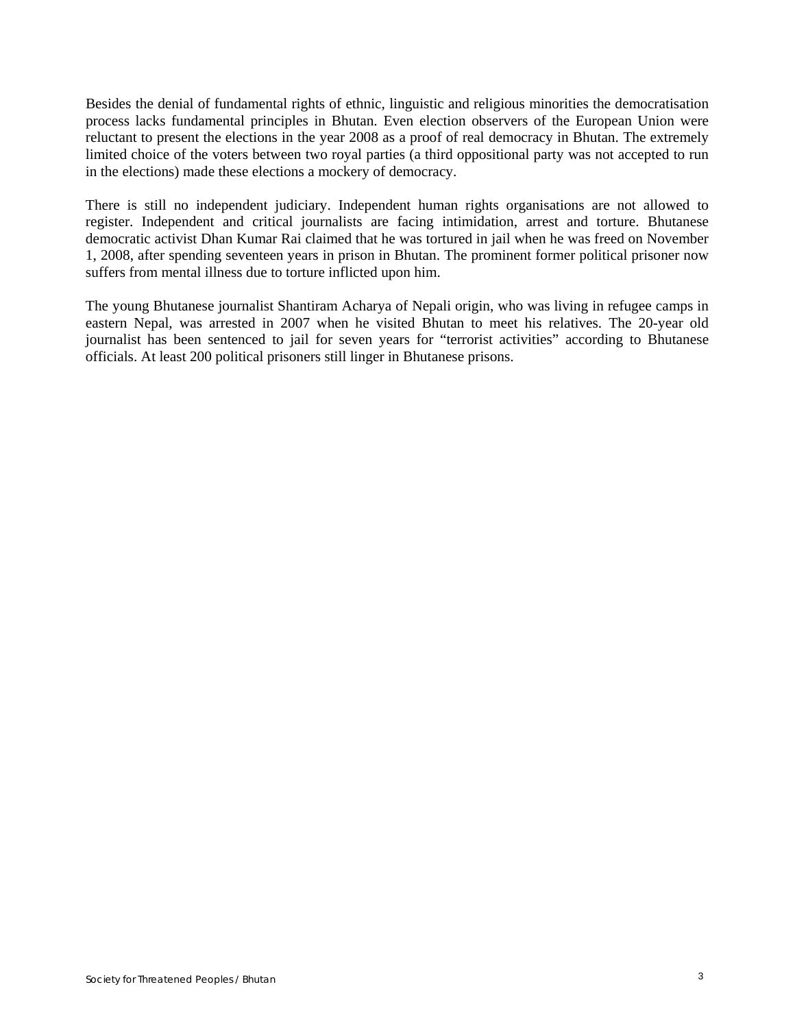Besides the denial of fundamental rights of ethnic, linguistic and religious minorities the democratisation process lacks fundamental principles in Bhutan. Even election observers of the European Union were reluctant to present the elections in the year 2008 as a proof of real democracy in Bhutan. The extremely limited choice of the voters between two royal parties (a third oppositional party was not accepted to run in the elections) made these elections a mockery of democracy.

There is still no independent judiciary. Independent human rights organisations are not allowed to register. Independent and critical journalists are facing intimidation, arrest and torture. Bhutanese democratic activist Dhan Kumar Rai claimed that he was tortured in jail when he was freed on November 1, 2008, after spending seventeen years in prison in Bhutan. The prominent former political prisoner now suffers from mental illness due to torture inflicted upon him.

The young Bhutanese journalist Shantiram Acharya of Nepali origin, who was living in refugee camps in eastern Nepal, was arrested in 2007 when he visited Bhutan to meet his relatives. The 20-year old journalist has been sentenced to jail for seven years for “terrorist activities” according to Bhutanese officials. At least 200 political prisoners still linger in Bhutanese prisons.